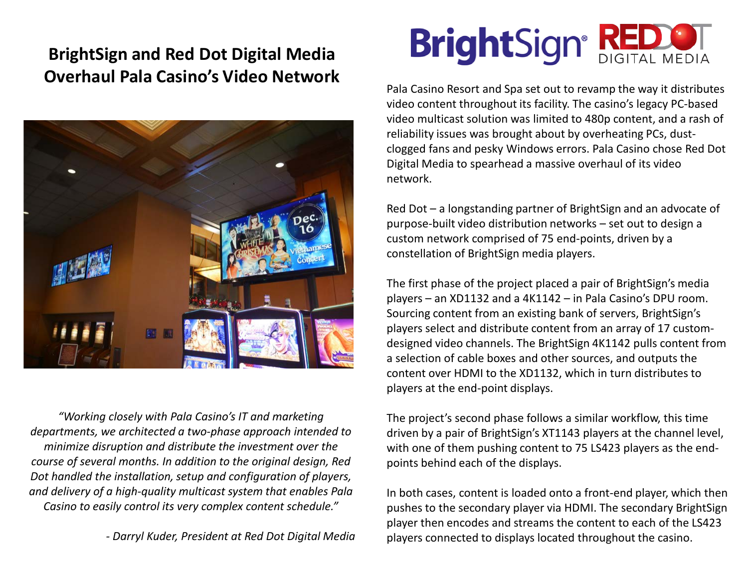# BrightSign and Red Dot Digital Media Overhaul Pala Casino's Video Network

*"Working closely with Pala Casino's IT and marketing departments, we architected a two-phase approach intended to minimize disruption and distribute the investment over the course of several months. In addition to the original design, Red Dot handled the installation, setup and configuration of players, and delivery of a high-quality multicast system that enables Pala Casino to easily control its very complex content schedule."*

*- Darryl Kuder, President at Red Dot Digital Media*

Pala Casino Resort and Spa set out to revamp the way it distributes video content throughout its facility. The casino's legacy PC-based video multicast solution was limited to 480p content, and a rash of reliability issues was brought about by overheating PCs, dust-clogged fans and pesky Windows errors. Pala Casino chose Red Dot Digital Media to spearhead a massive overhaul of its video network.

Red Dot – a longstanding partner of BrightSign and an advocate of purpose-built video distribution networks – set out to design a custom network comprised of 75 end-points, driven by a constellation of BrightSign media players.

The first phase of the project placed a pair of BrightSign's media players – an XD1132 and a 4K1142 – in Pala Casino's DPU room. Sourcing content from an existing bank of servers, BrightSign's players select and distribute content from an array of 17 custom-designed video channels. The BrightSign 4K1142 pulls content from a selection of cable boxes and other sources, and outputs the content over HDMI to the XD1132, which in turn distributes to players at the end-point displays.

The project's second phase follows a similar workflow, this time driven by a pair of BrightSign's XT1143 players at the channel level, with one of them pushing content to 75 LS423 players as the end-points behind each of the displays.

In both cases, content is loaded onto a front-end player, which then pushes to the secondary player via HDMI. The secondary BrightSign player then encodes and streams the content to each of the LS423 players connected to displays located throughout the casino.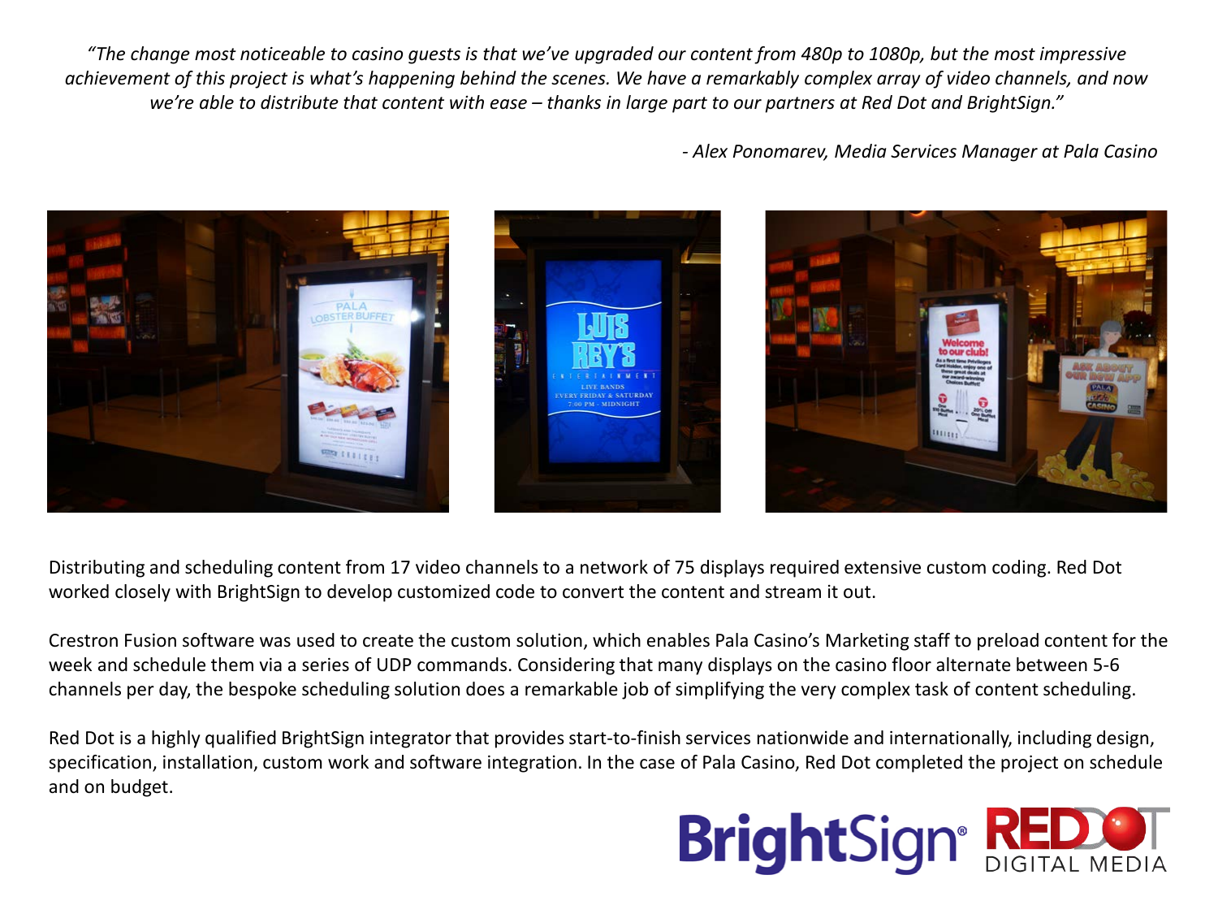*"The change most noticeable to casino guests is that we've upgraded our content from 480p to 1080p, but the most impressive achievement of this project is what's happening behind the scenes. We have a remarkably complex array of video channels, and now we're able to distribute that content with ease – thanks in large part to our partners at Red Dot and BrightSign."*

*- Alex Ponomarev, Media Services Manager at Pala Casino*

Distributing and scheduling content from 17 video channels to a network of 75 displays required extensive custom coding. Red Dot worked closely with BrightSign to develop customized code to convert the content and stream it out.

Crestron Fusion software was used to create the custom solution, which enables Pala Casino's Marketing staff to preload content for the week and schedule them via a series of UDP commands. Considering that many displays on the casino floor alternate between 5-6 channels per day, the bespoke scheduling solution does a remarkable job of simplifying the very complex task of content scheduling.

Red Dot is a highly qualified BrightSign integrator that provides start-to-finish services nationwide and internationally, including design, specification, installation, custom work and software integration. In the case of Pala Casino, Red Dot completed the project on schedule and on budget.

BrightSign® RED DOT DIGITAL MEDIA